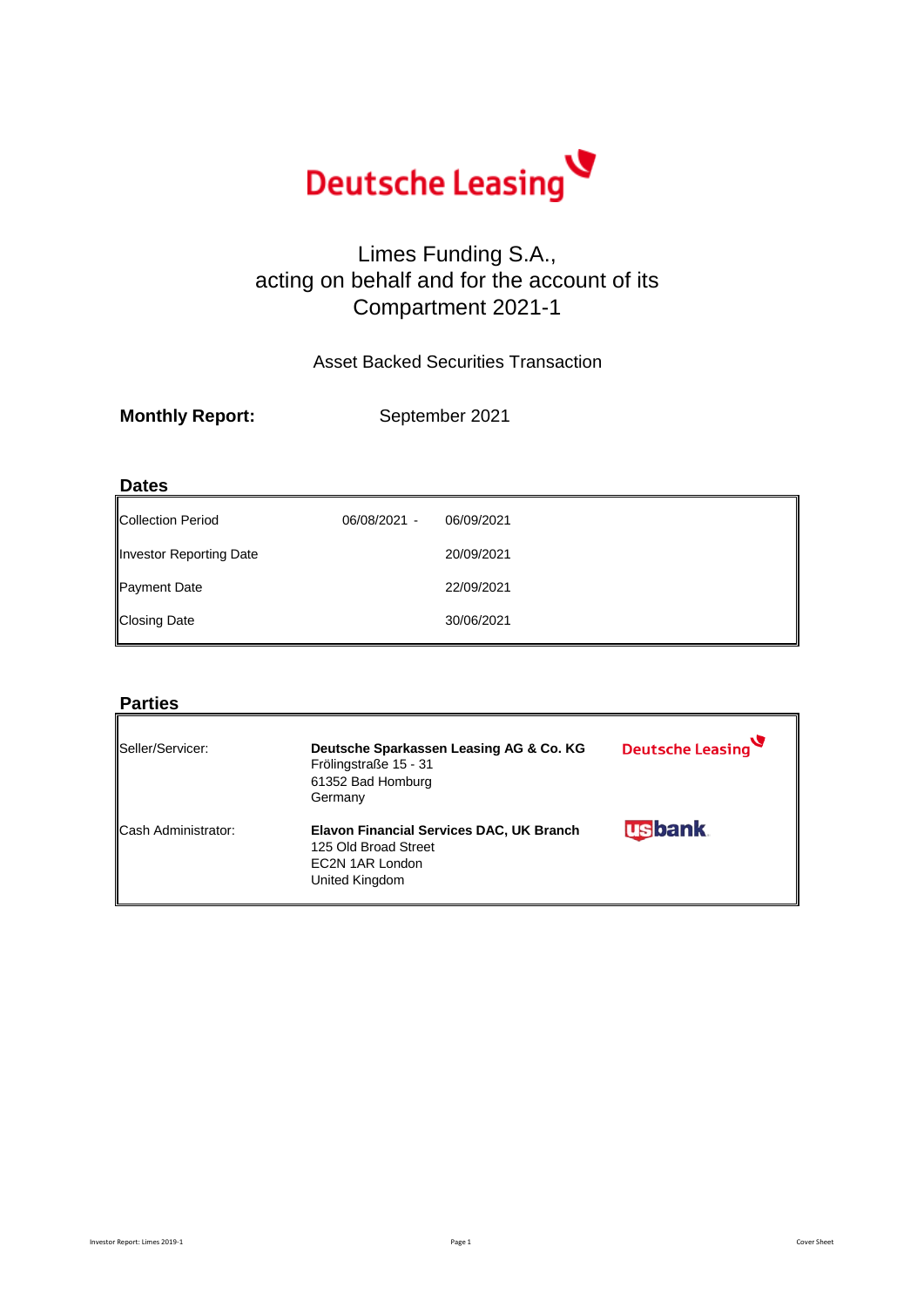Deutsche Leasing

# Limes Funding S.A., acting on behalf and for the account of its Compartment 2021-1

Asset Backed Securities Transaction

**Monthly Report:** September 2021

## Dates

| | | |
|---|---|---|
| Collection Period | 06/08/2021 - | 06/09/2021 |
| Investor Reporting Date | | 20/09/2021 |
| Payment Date | | 22/09/2021 |
| Closing Date | | 30/06/2021 |

## Parties

| | | |
|---|---|---|
| Seller/Servicer: | **Deutsche Sparkassen Leasing AG & Co. KG**<br>Frölingstraße 15 - 31<br>61352 Bad Homburg<br>Germany | Deutsche Leasing |
| Cash Administrator: | **Elavon Financial Services DAC, UK Branch**<br>125 Old Broad Street<br>EC2N 1AR London<br>United Kingdom | usbank |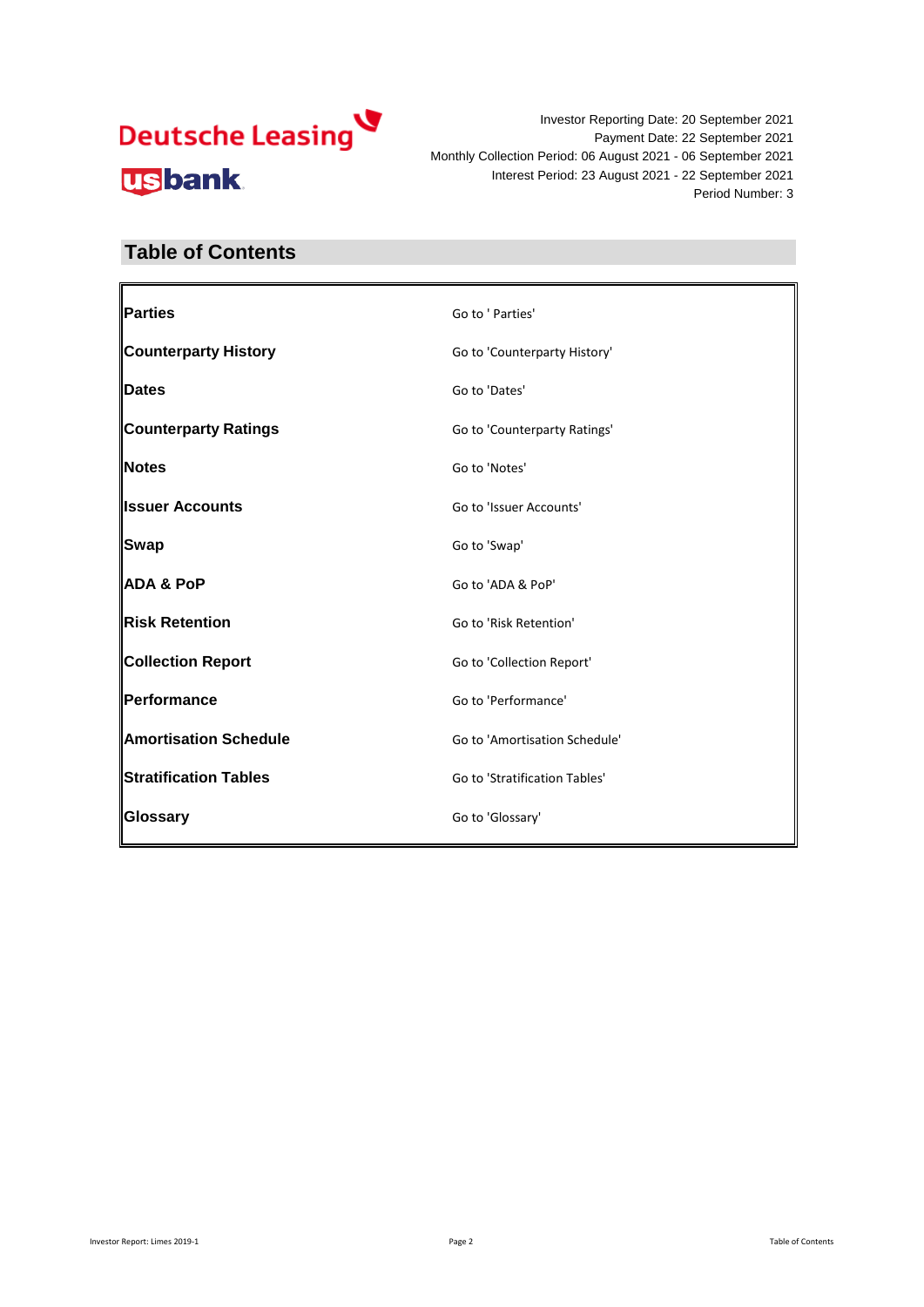Deutsche Leasing

usbank

Investor Reporting Date: 20 September 2021
Payment Date: 22 September 2021
Monthly Collection Period: 06 August 2021 - 06 September 2021
Interest Period: 23 August 2021 - 22 September 2021
Period Number: 3

## Table of Contents

| | |
|---|---|
| **Parties** | Go to ' Parties' |
| **Counterparty History** | Go to 'Counterparty History' |
| **Dates** | Go to 'Dates' |
| **Counterparty Ratings** | Go to 'Counterparty Ratings' |
| **Notes** | Go to 'Notes' |
| **Issuer Accounts** | Go to 'Issuer Accounts' |
| **Swap** | Go to 'Swap' |
| **ADA & PoP** | Go to 'ADA & PoP' |
| **Risk Retention** | Go to 'Risk Retention' |
| **Collection Report** | Go to 'Collection Report' |
| **Performance** | Go to 'Performance' |
| **Amortisation Schedule** | Go to 'Amortisation Schedule' |
| **Stratification Tables** | Go to 'Stratification Tables' |
| **Glossary** | Go to 'Glossary' |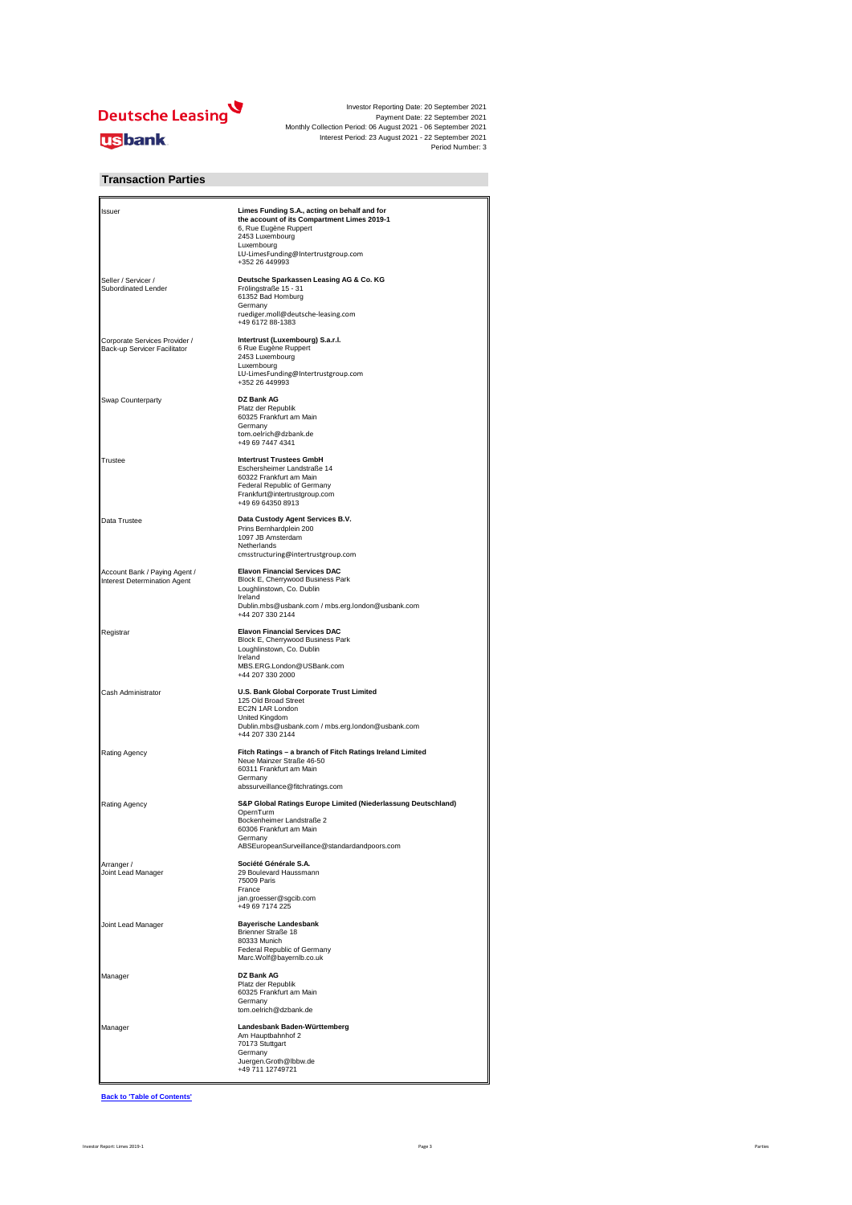Investor Reporting Date: 20 September 2021
Payment Date: 22 September 2021
Monthly Collection Period: 06 August 2021 - 06 September 2021
Interest Period: 23 August 2021 - 22 September 2021
Period Number: 3

## Transaction Parties

| Role | Party |
|---|---|
| Issuer | **Limes Funding S.A., acting on behalf and for the account of its Compartment Limes 2019-1**<br>6, Rue Eugène Ruppert<br>2453 Luxembourg<br>Luxembourg<br>LU-LimesFunding@Intertrustgroup.com<br>+352 26 449993 |
| Seller / Servicer / Subordinated Lender | **Deutsche Sparkassen Leasing AG & Co. KG**<br>Frölingstraße 15 - 31<br>61352 Bad Homburg<br>Germany<br>ruediger.moll@deutsche-leasing.com<br>+49 6172 88-1383 |
| Corporate Services Provider / Back-up Servicer Facilitator | **Intertrust (Luxembourg) S.a.r.l.**<br>6 Rue Eugène Ruppert<br>2453 Luxembourg<br>Luxembourg<br>LU-LimesFunding@Intertrustgroup.com<br>+352 26 449993 |
| Swap Counterparty | **DZ Bank AG**<br>Platz der Republik<br>60325 Frankfurt am Main<br>Germany<br>tom.oelrich@dzbank.de<br>+49 69 7447 4341 |
| Trustee | **Intertrust Trustees GmbH**<br>Eschersheimer Landstraße 14<br>60322 Frankfurt am Main<br>Federal Republic of Germany<br>Frankfurt@intertrustgroup.com<br>+49 69 64350 8913 |
| Data Trustee | **Data Custody Agent Services B.V.**<br>Prins Bernhardplein 200<br>1097 JB Amsterdam<br>Netherlands<br>cmsstructuring@intertrustgroup.com |
| Account Bank / Paying Agent / Interest Determination Agent | **Elavon Financial Services DAC**<br>Block E, Cherrywood Business Park<br>Loughlinstown, Co. Dublin<br>Ireland<br>Dublin.mbs@usbank.com / mbs.erg.london@usbank.com<br>+44 207 330 2144 |
| Registrar | **Elavon Financial Services DAC**<br>Block E, Cherrywood Business Park<br>Loughlinstown, Co. Dublin<br>Ireland<br>MBS.ERG.London@USBank.com<br>+44 207 330 2000 |
| Cash Administrator | **U.S. Bank Global Corporate Trust Limited**<br>125 Old Broad Street<br>EC2N 1AR London<br>United Kingdom<br>Dublin.mbs@usbank.com / mbs.erg.london@usbank.com<br>+44 207 330 2144 |
| Rating Agency | **Fitch Ratings – a branch of Fitch Ratings Ireland Limited**<br>Neue Mainzer Straße 46-50<br>60311 Frankfurt am Main<br>Germany<br>abssurveillance@fitchratings.com |
| Rating Agency | **S&P Global Ratings Europe Limited (Niederlassung Deutschland)**<br>OpernTurm<br>Bockenheimer Landstraße 2<br>60306 Frankfurt am Main<br>Germany<br>ABSEuropeanSurveillance@standardandpoors.com |
| Arranger / Joint Lead Manager | **Société Générale S.A.**<br>29 Boulevard Haussmann<br>75009 Paris<br>France<br>jan.groesser@sgcib.com<br>+49 69 7174 225 |
| Joint Lead Manager | **Bayerische Landesbank**<br>Brienner Straße 18<br>80333 Munich<br>Federal Republic of Germany<br>Marc.Wolf@bayernlb.co.uk |
| Manager | **DZ Bank AG**<br>Platz der Republik<br>60325 Frankfurt am Main<br>Germany<br>tom.oelrich@dzbank.de |
| Manager | **Landesbank Baden-Württemberg**<br>Am Hauptbahnhof 2<br>70173 Stuttgart<br>Germany<br>Juergen.Groth@lbbw.de<br>+49 711 12749721 |

**Back to 'Table of Contents'**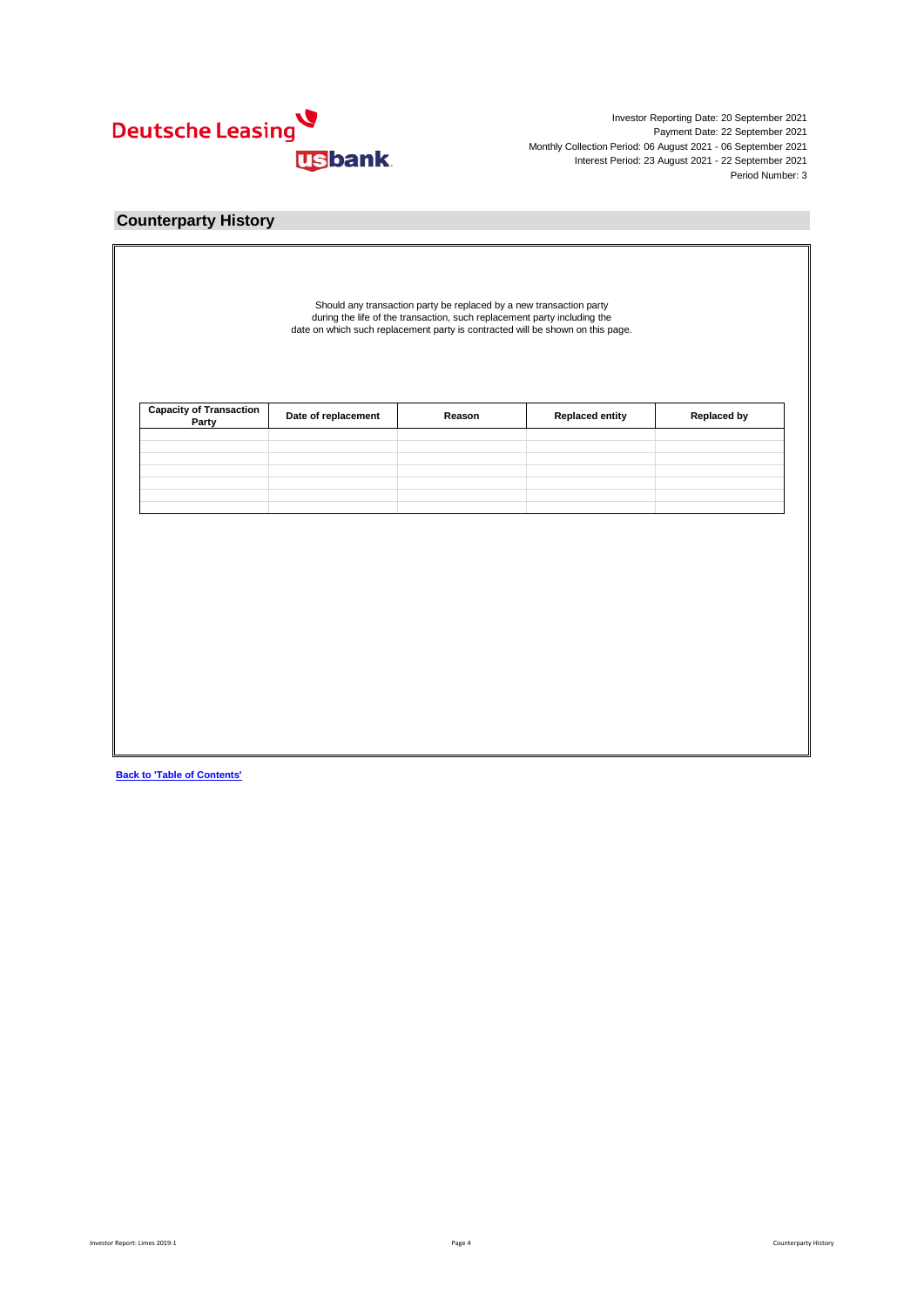Investor Reporting Date: 20 September 2021
Payment Date: 22 September 2021
Monthly Collection Period: 06 August 2021 - 06 September 2021
Interest Period: 23 August 2021 - 22 September 2021
Period Number: 3

## Counterparty History

Should any transaction party be replaced by a new transaction party during the life of the transaction, such replacement party including the date on which such replacement party is contracted will be shown on this page.

| Capacity of Transaction Party | Date of replacement | Reason | Replaced entity | Replaced by |
|---|---|---|---|---|
| | | | | |
| | | | | |
| | | | | |
| | | | | |
| | | | | |
| | | | | |
| | | | | |

**Back to 'Table of Contents'**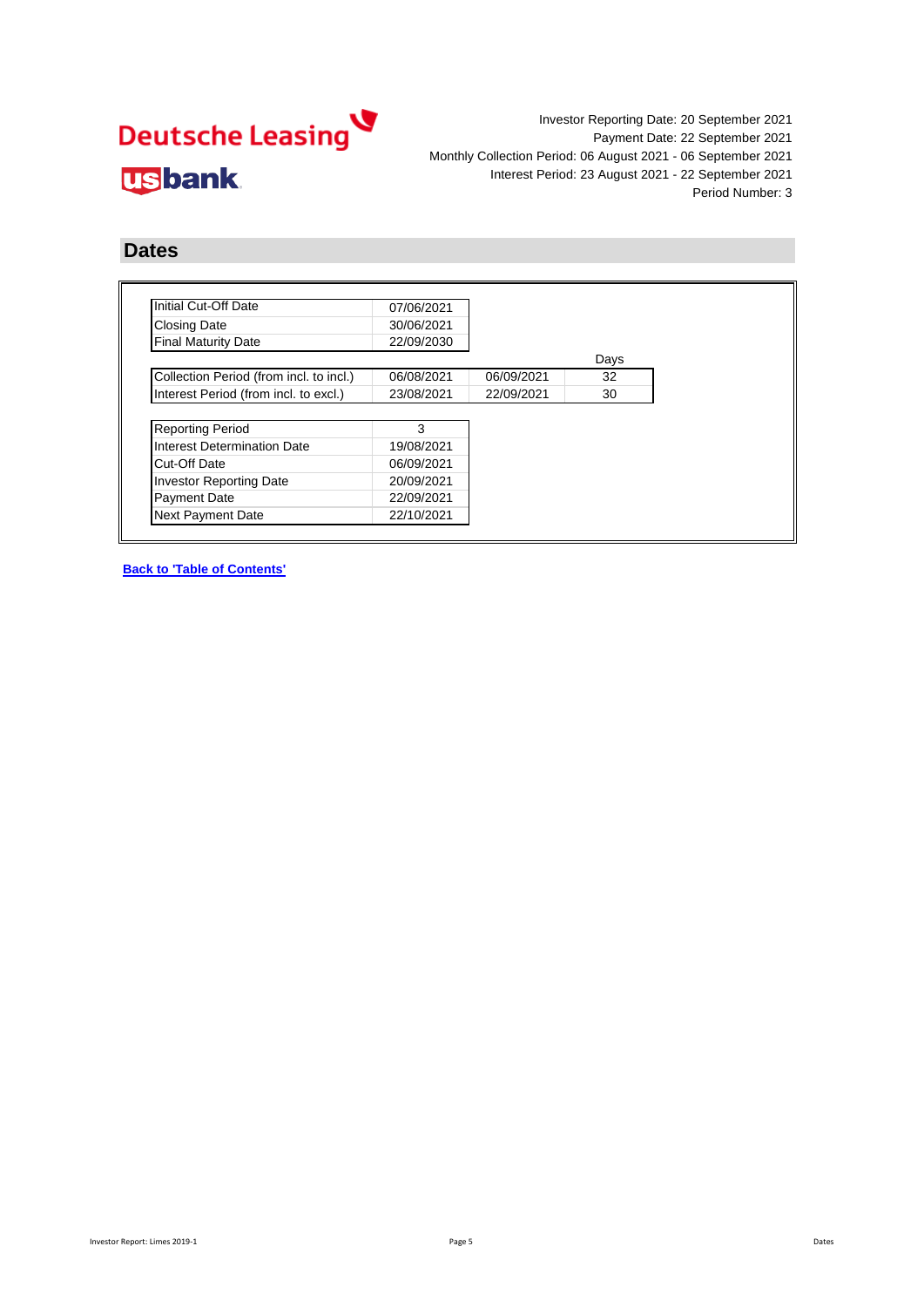Investor Reporting Date: 20 September 2021
Payment Date: 22 September 2021
Monthly Collection Period: 06 August 2021 - 06 September 2021
Interest Period: 23 August 2021 - 22 September 2021
Period Number: 3

## Dates

| | |
|---|---|
| Initial Cut-Off Date | 07/06/2021 |
| Closing Date | 30/06/2021 |
| Final Maturity Date | 22/09/2030 |

| | | | Days |
|---|---|---|---|
| Collection Period (from incl. to incl.) | 06/08/2021 | 06/09/2021 | 32 |
| Interest Period (from incl. to excl.) | 23/08/2021 | 22/09/2021 | 30 |

| | |
|---|---|
| Reporting Period | 3 |
| Interest Determination Date | 19/08/2021 |
| Cut-Off Date | 06/09/2021 |
| Investor Reporting Date | 20/09/2021 |
| Payment Date | 22/09/2021 |
| Next Payment Date | 22/10/2021 |

**Back to 'Table of Contents'**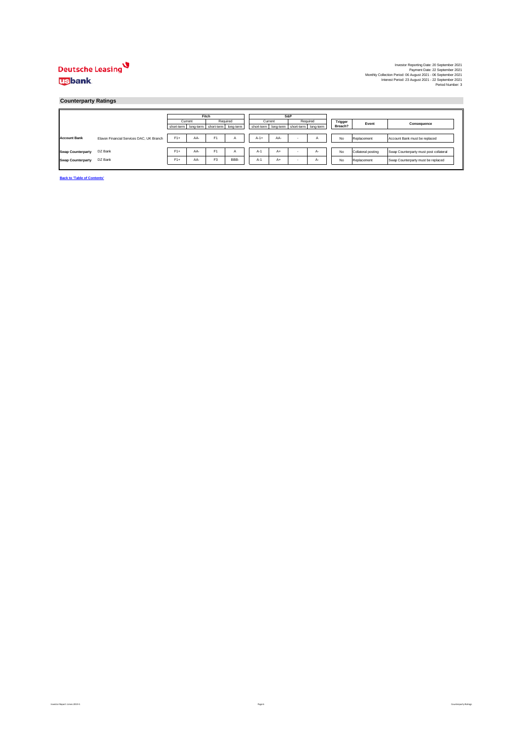Deutsche Leasing
usbank

Investor Reporting Date: 20 September 2021
Payment Date: 22 September 2021
Monthly Collection Period: 06 August 2021 - 06 September 2021
Interest Period: 23 August 2021 - 22 September 2021
Period Number: 3

## Counterparty Ratings

| | | Fitch | | | | S&P | | | | Trigger Breach? | Event | Consequence |
|---|---|---|---|---|---|---|---|---|---|---|---|---|
| | | Current | | Required | | Current | | Required | | | | |
| | | short-term | long-term | short-term | long-term | short-term | long-term | short-term | long-term | | | |
| **Account Bank** | Elavon Financial Services DAC, UK Branch | F1+ | AA- | F1 | A | A-1+ | AA- | - | A | No | Replacement | Account Bank must be replaced |
| **Swap Counterparty** | DZ Bank | F1+ | AA- | F1 | A | A-1 | A+ | - | A- | No | Collateral posting | Swap Counterparty must post collateral |
| **Swap Counterparty** | DZ Bank | F1+ | AA- | F3 | BBB- | A-1 | A+ | - | A- | No | Replacement | Swap Counterparty must be replaced |

**Back to 'Table of Contents'**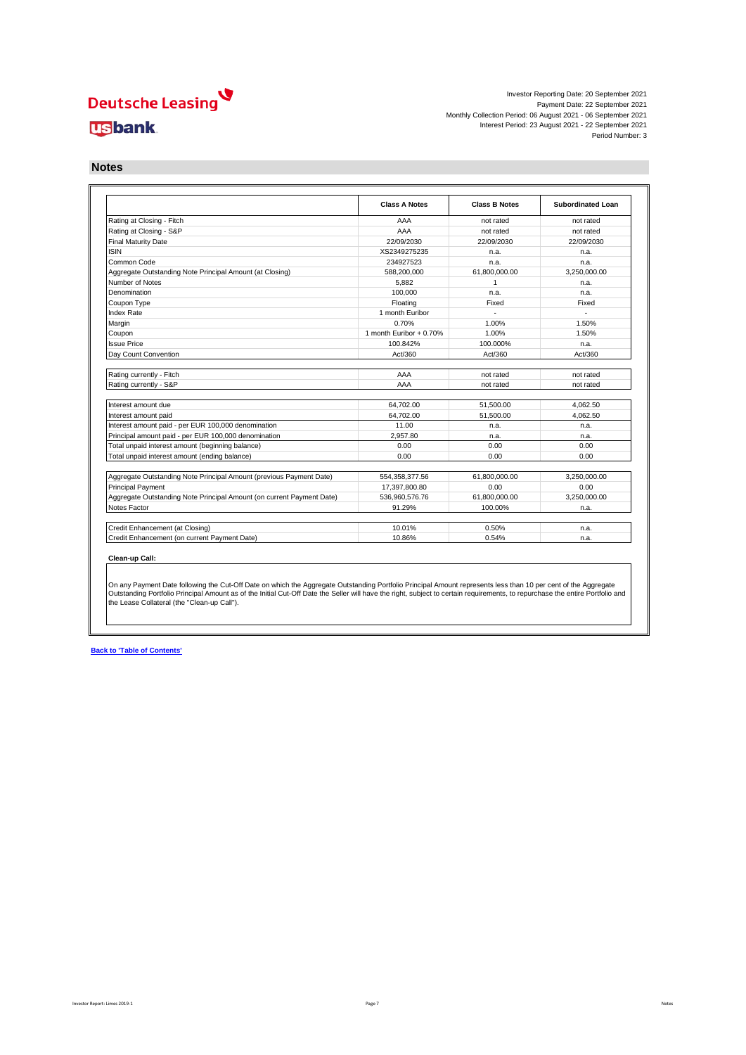Investor Reporting Date: 20 September 2021
Payment Date: 22 September 2021
Monthly Collection Period: 06 August 2021 - 06 September 2021
Interest Period: 23 August 2021 - 22 September 2021
Period Number: 3

## Notes

| | Class A Notes | Class B Notes | Subordinated Loan |
|---|---|---|---|
| Rating at Closing - Fitch | AAA | not rated | not rated |
| Rating at Closing - S&P | AAA | not rated | not rated |
| Final Maturity Date | 22/09/2030 | 22/09/2030 | 22/09/2030 |
| ISIN | XS2349275235 | n.a. | n.a. |
| Common Code | 234927523 | n.a. | n.a. |
| Aggregate Outstanding Note Principal Amount (at Closing) | 588,200,000 | 61,800,000.00 | 3,250,000.00 |
| Number of Notes | 5,882 | 1 | n.a. |
| Denomination | 100,000 | n.a. | n.a. |
| Coupon Type | Floating | Fixed | Fixed |
| Index Rate | 1 month Euribor | - | - |
| Margin | 0.70% | 1.00% | 1.50% |
| Coupon | 1 month Euribor + 0.70% | 1.00% | 1.50% |
| Issue Price | 100.842% | 100.000% | n.a. |
| Day Count Convention | Act/360 | Act/360 | Act/360 |

| | Class A Notes | Class B Notes | Subordinated Loan |
|---|---|---|---|
| Rating currently - Fitch | AAA | not rated | not rated |
| Rating currently - S&P | AAA | not rated | not rated |

| | Class A Notes | Class B Notes | Subordinated Loan |
|---|---|---|---|
| Interest amount due | 64,702.00 | 51,500.00 | 4,062.50 |
| Interest amount paid | 64,702.00 | 51,500.00 | 4,062.50 |
| Interest amount paid - per EUR 100,000 denomination | 11.00 | n.a. | n.a. |
| Principal amount paid - per EUR 100,000 denomination | 2,957.80 | n.a. | n.a. |
| Total unpaid interest amount (beginning balance) | 0.00 | 0.00 | 0.00 |
| Total unpaid interest amount (ending balance) | 0.00 | 0.00 | 0.00 |

| | Class A Notes | Class B Notes | Subordinated Loan |
|---|---|---|---|
| Aggregate Outstanding Note Principal Amount (previous Payment Date) | 554,358,377.56 | 61,800,000.00 | 3,250,000.00 |
| Principal Payment | 17,397,800.80 | 0.00 | 0.00 |
| Aggregate Outstanding Note Principal Amount (on current Payment Date) | 536,960,576.76 | 61,800,000.00 | 3,250,000.00 |
| Notes Factor | 91.29% | 100.00% | n.a. |

| | Class A Notes | Class B Notes | Subordinated Loan |
|---|---|---|---|
| Credit Enhancement (at Closing) | 10.01% | 0.50% | n.a. |
| Credit Enhancement (on current Payment Date) | 10.86% | 0.54% | n.a. |

**Clean-up Call:**

On any Payment Date following the Cut-Off Date on which the Aggregate Outstanding Portfolio Principal Amount represents less than 10 per cent of the Aggregate Outstanding Portfolio Principal Amount as of the Initial Cut-Off Date the Seller will have the right, subject to certain requirements, to repurchase the entire Portfolio and the Lease Collateral (the "Clean-up Call").

**Back to 'Table of Contents'**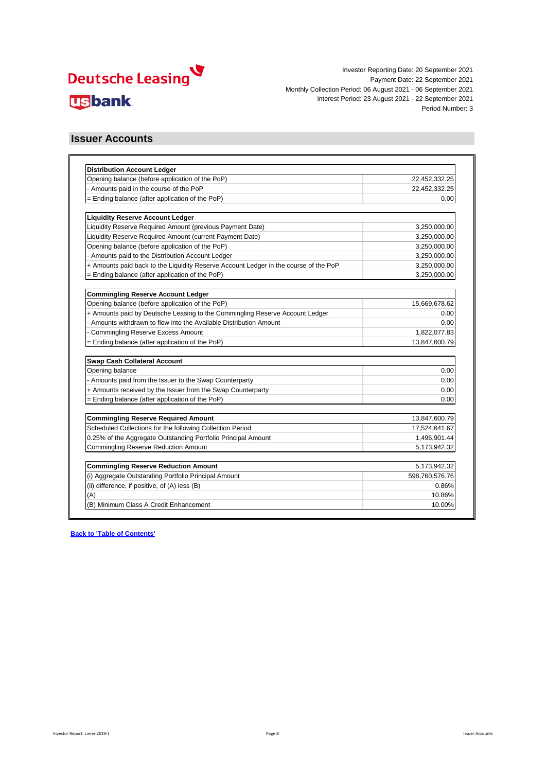Investor Reporting Date: 20 September 2021
Payment Date: 22 September 2021
Monthly Collection Period: 06 August 2021 - 06 September 2021
Interest Period: 23 August 2021 - 22 September 2021
Period Number: 3

## Issuer Accounts

| **Distribution Account Ledger** | |
|---|---|
| Opening balance (before application of the PoP) | 22,452,332.25 |
| - Amounts paid in the course of the PoP | 22,452,332.25 |
| = Ending balance (after application of the PoP) | 0.00 |

| **Liquidity Reserve Account Ledger** | |
|---|---|
| Liquidity Reserve Required Amount (previous Payment Date) | 3,250,000.00 |
| Liquidity Reserve Required Amount (current Payment Date) | 3,250,000.00 |
| Opening balance (before application of the PoP) | 3,250,000.00 |
| - Amounts paid to the Distribution Account Ledger | 3,250,000.00 |
| + Amounts paid back to the Liquidity Reserve Account Ledger in the course of the PoP | 3,250,000.00 |
| = Ending balance (after application of the PoP) | 3,250,000.00 |

| **Commingling Reserve Account Ledger** | |
|---|---|
| Opening balance (before application of the PoP) | 15,669,678.62 |
| + Amounts paid by Deutsche Leasing to the Commingling Reserve Account Ledger | 0.00 |
| - Amounts withdrawn to flow into the Available Distribution Amount | 0.00 |
| - Commingling Reserve Excess Amount | 1,822,077.83 |
| = Ending balance (after application of the PoP) | 13,847,600.79 |

| **Swap Cash Collateral Account** | |
|---|---|
| Opening balance | 0.00 |
| - Amounts paid from the Issuer to the Swap Counterparty | 0.00 |
| + Amounts received by the Issuer from the Swap Counterparty | 0.00 |
| = Ending balance (after application of the PoP) | 0.00 |

| **Commingling Reserve Required Amount** | 13,847,600.79 |
|---|---|
| Scheduled Collections for the following Collection Period | 17,524,641.67 |
| 0.25% of the Aggregate Outstanding Portfolio Principal Amount | 1,496,901.44 |
| Commingling Reserve Reduction Amount | 5,173,942.32 |

| **Commingling Reserve Reduction Amount** | 5,173,942.32 |
|---|---|
| (i) Aggregate Outstanding Portfolio Principal Amount | 598,760,576.76 |
| (ii) difference, if positive, of (A) less (B) | 0.86% |
| (A) | 10.86% |
| (B) Minimum Class A Credit Enhancement | 10.00% |

**Back to 'Table of Contents'**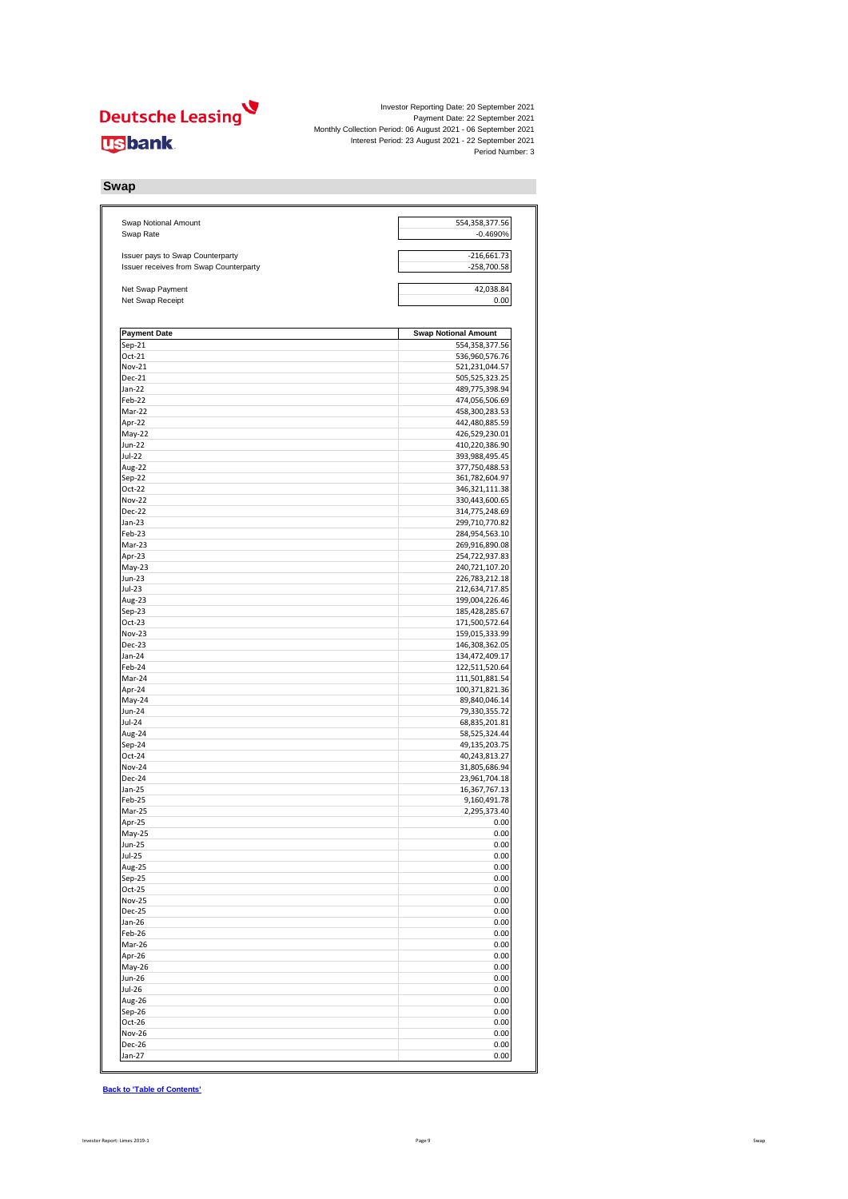Investor Reporting Date: 20 September 2021
Payment Date: 22 September 2021
Monthly Collection Period: 06 August 2021 - 06 September 2021
Interest Period: 23 August 2021 - 22 September 2021
Period Number: 3

## Swap

| | |
|---|---|
| Swap Notional Amount | 554,358,377.56 |
| Swap Rate | -0.4690% |
| | |
| Issuer pays to Swap Counterparty | -216,661.73 |
| Issuer receives from Swap Counterparty | -258,700.58 |
| | |
| Net Swap Payment | 42,038.84 |
| Net Swap Receipt | 0.00 |

| Payment Date | Swap Notional Amount |
|---|---|
| Sep-21 | 554,358,377.56 |
| Oct-21 | 536,960,576.76 |
| Nov-21 | 521,231,044.57 |
| Dec-21 | 505,525,323.25 |
| Jan-22 | 489,775,398.94 |
| Feb-22 | 474,056,506.69 |
| Mar-22 | 458,300,283.53 |
| Apr-22 | 442,480,885.59 |
| May-22 | 426,529,230.01 |
| Jun-22 | 410,220,386.90 |
| Jul-22 | 393,988,495.45 |
| Aug-22 | 377,750,488.53 |
| Sep-22 | 361,782,604.97 |
| Oct-22 | 346,321,111.38 |
| Nov-22 | 330,443,600.65 |
| Dec-22 | 314,775,248.69 |
| Jan-23 | 299,710,770.82 |
| Feb-23 | 284,954,563.10 |
| Mar-23 | 269,916,890.08 |
| Apr-23 | 254,722,937.83 |
| May-23 | 240,721,107.20 |
| Jun-23 | 226,783,212.18 |
| Jul-23 | 212,634,717.85 |
| Aug-23 | 199,004,226.46 |
| Sep-23 | 185,428,285.67 |
| Oct-23 | 171,500,572.64 |
| Nov-23 | 159,015,333.99 |
| Dec-23 | 146,308,362.05 |
| Jan-24 | 134,472,409.17 |
| Feb-24 | 122,511,520.64 |
| Mar-24 | 111,501,881.54 |
| Apr-24 | 100,371,821.36 |
| May-24 | 89,840,046.14 |
| Jun-24 | 79,330,355.72 |
| Jul-24 | 68,835,201.81 |
| Aug-24 | 58,525,324.44 |
| Sep-24 | 49,135,203.75 |
| Oct-24 | 40,243,813.27 |
| Nov-24 | 31,805,686.94 |
| Dec-24 | 23,961,704.18 |
| Jan-25 | 16,367,767.13 |
| Feb-25 | 9,160,491.78 |
| Mar-25 | 2,295,373.40 |
| Apr-25 | 0.00 |
| May-25 | 0.00 |
| Jun-25 | 0.00 |
| Jul-25 | 0.00 |
| Aug-25 | 0.00 |
| Sep-25 | 0.00 |
| Oct-25 | 0.00 |
| Nov-25 | 0.00 |
| Dec-25 | 0.00 |
| Jan-26 | 0.00 |
| Feb-26 | 0.00 |
| Mar-26 | 0.00 |
| Apr-26 | 0.00 |
| May-26 | 0.00 |
| Jun-26 | 0.00 |
| Jul-26 | 0.00 |
| Aug-26 | 0.00 |
| Sep-26 | 0.00 |
| Oct-26 | 0.00 |
| Nov-26 | 0.00 |
| Dec-26 | 0.00 |
| Jan-27 | 0.00 |

**Back to 'Table of Contents'**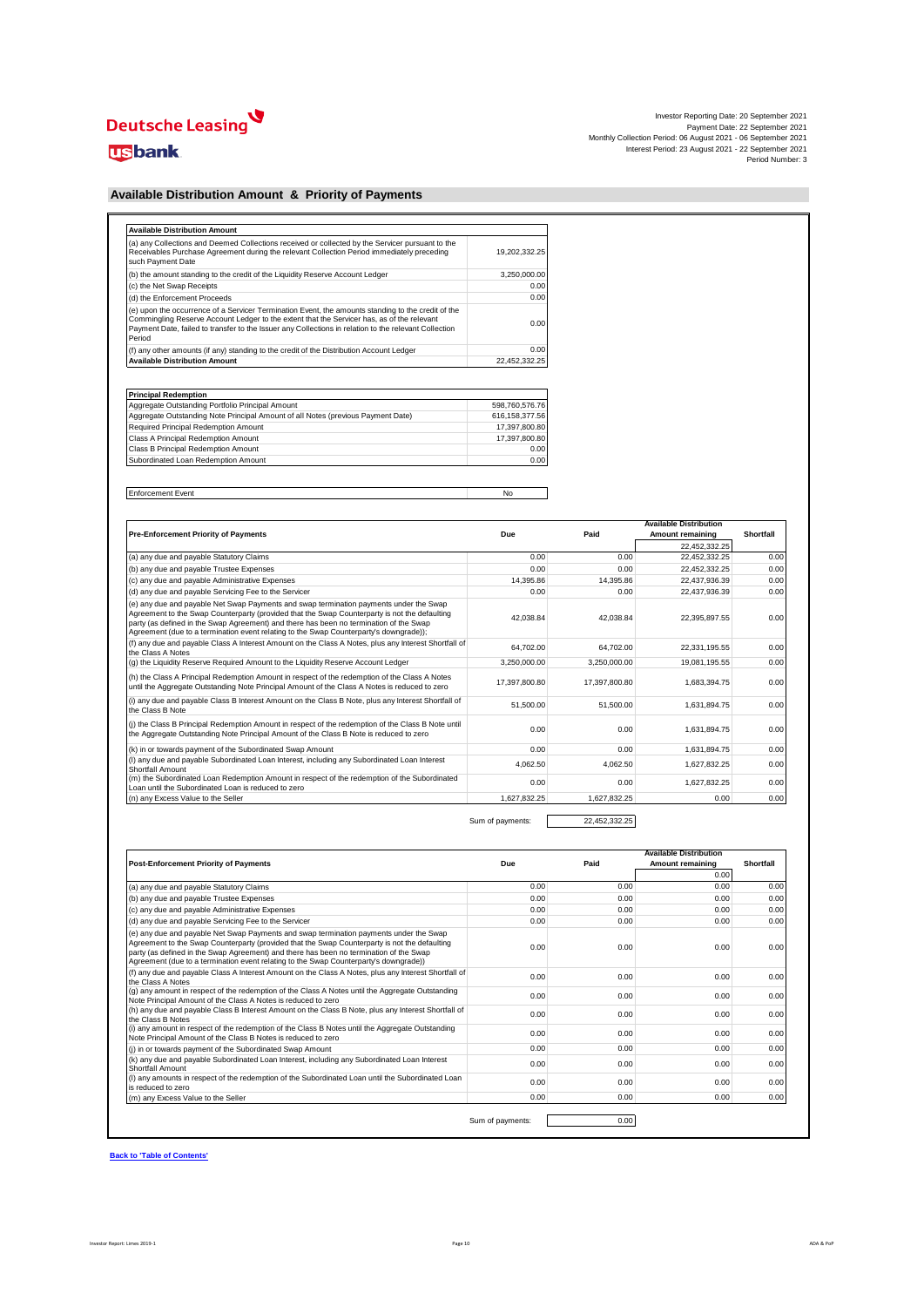Deutsche Leasing

usbank

Investor Reporting Date: 20 September 2021
Payment Date: 22 September 2021
Monthly Collection Period: 06 August 2021 - 06 September 2021
Interest Period: 23 August 2021 - 22 September 2021
Period Number: 3

## Available Distribution Amount & Priority of Payments

| Available Distribution Amount | |
|---|---|
| (a) any Collections and Deemed Collections received or collected by the Servicer pursuant to the Receivables Purchase Agreement during the relevant Collection Period immediately preceding such Payment Date | 19,202,332.25 |
| (b) the amount standing to the credit of the Liquidity Reserve Account Ledger | 3,250,000.00 |
| (c) the Net Swap Receipts | 0.00 |
| (d) the Enforcement Proceeds | 0.00 |
| (e) upon the occurrence of a Servicer Termination Event, the amounts standing to the credit of the Commingling Reserve Account Ledger to the extent that the Servicer has, as of the relevant Payment Date, failed to transfer to the Issuer any Collections in relation to the relevant Collection Period | 0.00 |
| (f) any other amounts (if any) standing to the credit of the Distribution Account Ledger | 0.00 |
| **Available Distribution Amount** | 22,452,332.25 |

| Principal Redemption | |
|---|---|
| Aggregate Outstanding Portfolio Principal Amount | 598,760,576.76 |
| Aggregate Outstanding Note Principal Amount of all Notes (previous Payment Date) | 616,158,377.56 |
| Required Principal Redemption Amount | 17,397,800.80 |
| Class A Principal Redemption Amount | 17,397,800.80 |
| Class B Principal Redemption Amount | 0.00 |
| Subordinated Loan Redemption Amount | 0.00 |

| Enforcement Event | No |
|---|---|

| Pre-Enforcement Priority of Payments | Due | Paid | Available Distribution Amount remaining | Shortfall |
|---|---|---|---|---|
| | | | 22,452,332.25 | |
| (a) any due and payable Statutory Claims | 0.00 | 0.00 | 22,452,332.25 | 0.00 |
| (b) any due and payable Trustee Expenses | 0.00 | 0.00 | 22,452,332.25 | 0.00 |
| (c) any due and payable Administrative Expenses | 14,395.86 | 14,395.86 | 22,437,936.39 | 0.00 |
| (d) any due and payable Servicing Fee to the Servicer | 0.00 | 0.00 | 22,437,936.39 | 0.00 |
| (e) any due and payable Net Swap Payments and swap termination payments under the Swap Agreement to the Swap Counterparty (provided that the Swap Counterparty is not the defaulting party (as defined in the Swap Agreement) and there has been no termination of the Swap Agreement (due to a termination event relating to the Swap Counterparty's downgrade)); | 42,038.84 | 42,038.84 | 22,395,897.55 | 0.00 |
| (f) any due and payable Class A Interest Amount on the Class A Notes, plus any Interest Shortfall of the Class A Notes | 64,702.00 | 64,702.00 | 22,331,195.55 | 0.00 |
| (g) the Liquidity Reserve Required Amount to the Liquidity Reserve Account Ledger | 3,250,000.00 | 3,250,000.00 | 19,081,195.55 | 0.00 |
| (h) the Class A Principal Redemption Amount in respect of the redemption of the Class A Notes until the Aggregate Outstanding Note Principal Amount of the Class A Notes is reduced to zero | 17,397,800.80 | 17,397,800.80 | 1,683,394.75 | 0.00 |
| (i) any due and payable Class B Interest Amount on the Class B Note, plus any Interest Shortfall of the Class B Note | 51,500.00 | 51,500.00 | 1,631,894.75 | 0.00 |
| (j) the Class B Principal Redemption Amount in respect of the redemption of the Class B Note until the Aggregate Outstanding Note Principal Amount of the Class B Note is reduced to zero | 0.00 | 0.00 | 1,631,894.75 | 0.00 |
| (k) in or towards payment of the Subordinated Swap Amount | 0.00 | 0.00 | 1,631,894.75 | 0.00 |
| (l) any due and payable Subordinated Loan Interest, including any Subordinated Loan Interest Shortfall Amount | 4,062.50 | 4,062.50 | 1,627,832.25 | 0.00 |
| (m) the Subordinated Loan Redemption Amount in respect of the redemption of the Subordinated Loan until the Subordinated Loan is reduced to zero | 0.00 | 0.00 | 1,627,832.25 | 0.00 |
| (n) any Excess Value to the Seller | 1,627,832.25 | 1,627,832.25 | 0.00 | 0.00 |

Sum of payments: 22,452,332.25

| Post-Enforcement Priority of Payments | Due | Paid | Available Distribution Amount remaining | Shortfall |
|---|---|---|---|---|
| | | | 0.00 | |
| (a) any due and payable Statutory Claims | 0.00 | 0.00 | 0.00 | 0.00 |
| (b) any due and payable Trustee Expenses | 0.00 | 0.00 | 0.00 | 0.00 |
| (c) any due and payable Administrative Expenses | 0.00 | 0.00 | 0.00 | 0.00 |
| (d) any due and payable Servicing Fee to the Servicer | 0.00 | 0.00 | 0.00 | 0.00 |
| (e) any due and payable Net Swap Payments and swap termination payments under the Swap Agreement to the Swap Counterparty (provided that the Swap Counterparty is not the defaulting party (as defined in the Swap Agreement) and there has been no termination of the Swap Agreement (due to a termination event relating to the Swap Counterparty's downgrade)) | 0.00 | 0.00 | 0.00 | 0.00 |
| (f) any due and payable Class A Interest Amount on the Class A Notes, plus any Interest Shortfall of the Class A Notes | 0.00 | 0.00 | 0.00 | 0.00 |
| (g) any amount in respect of the redemption of the Class A Notes until the Aggregate Outstanding Note Principal Amount of the Class A Notes is reduced to zero | 0.00 | 0.00 | 0.00 | 0.00 |
| (h) any due and payable Class B Interest Amount on the Class B Note, plus any Interest Shortfall of the Class B Notes | 0.00 | 0.00 | 0.00 | 0.00 |
| (i) any amount in respect of the redemption of the Class B Notes until the Aggregate Outstanding Note Principal Amount of the Class B Notes is reduced to zero | 0.00 | 0.00 | 0.00 | 0.00 |
| (j) in or towards payment of the Subordinated Swap Amount | 0.00 | 0.00 | 0.00 | 0.00 |
| (k) any due and payable Subordinated Loan Interest, including any Subordinated Loan Interest Shortfall Amount | 0.00 | 0.00 | 0.00 | 0.00 |
| (l) any amounts in respect of the redemption of the Subordinated Loan until the Subordinated Loan is reduced to zero | 0.00 | 0.00 | 0.00 | 0.00 |
| (m) any Excess Value to the Seller | 0.00 | 0.00 | 0.00 | 0.00 |

Sum of payments: 0.00

**Back to 'Table of Contents'**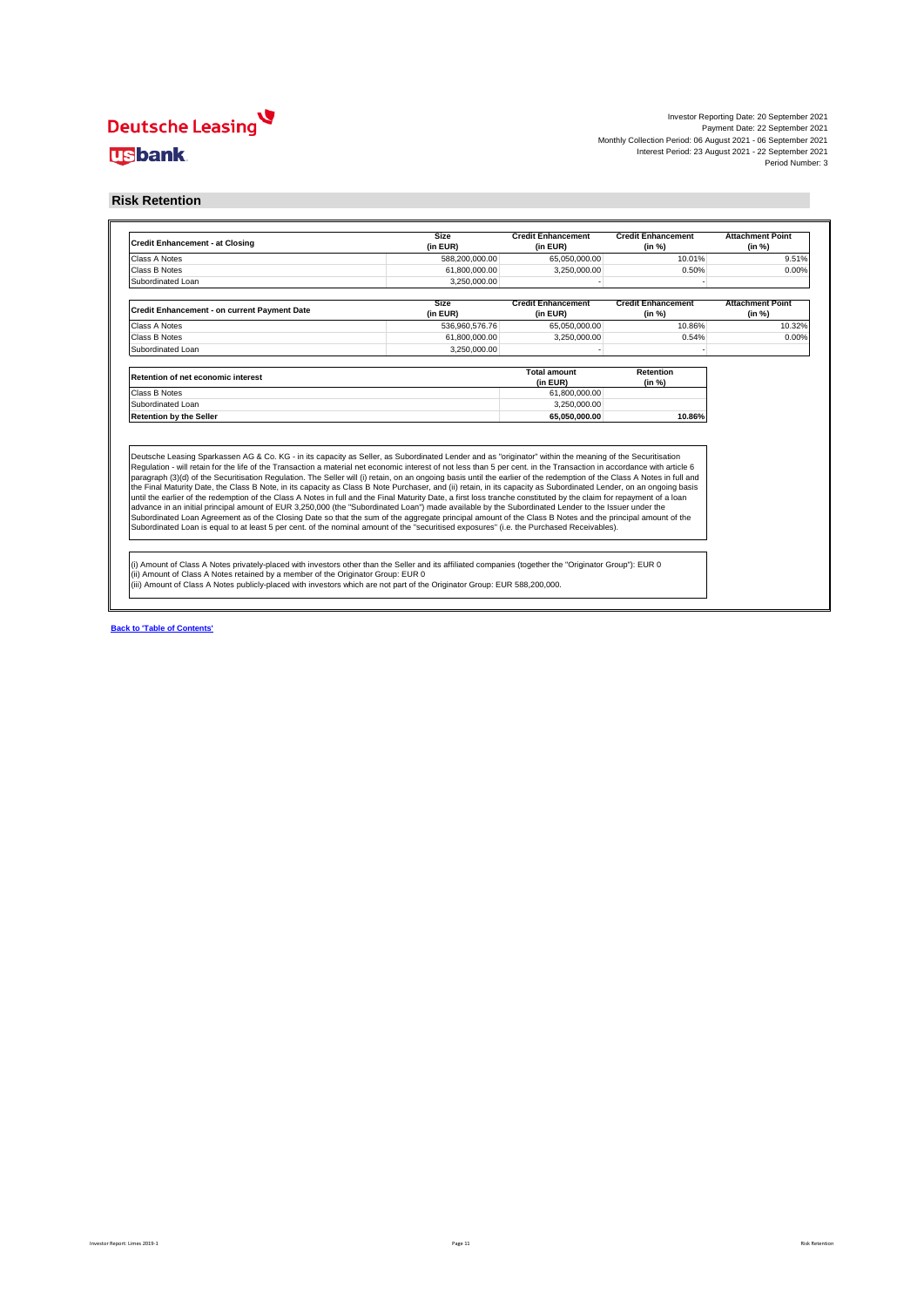Investor Reporting Date: 20 September 2021
Payment Date: 22 September 2021
Monthly Collection Period: 06 August 2021 - 06 September 2021
Interest Period: 23 August 2021 - 22 September 2021
Period Number: 3

## Risk Retention

| Credit Enhancement - at Closing | Size (in EUR) | Credit Enhancement (in EUR) | Credit Enhancement (in %) | Attachment Point (in %) |
|---|---|---|---|---|
| Class A Notes | 588,200,000.00 | 65,050,000.00 | 10.01% | 9.51% |
| Class B Notes | 61,800,000.00 | 3,250,000.00 | 0.50% | 0.00% |
| Subordinated Loan | 3,250,000.00 | - | - | |

| Credit Enhancement - on current Payment Date | Size (in EUR) | Credit Enhancement (in EUR) | Credit Enhancement (in %) | Attachment Point (in %) |
|---|---|---|---|---|
| Class A Notes | 536,960,576.76 | 65,050,000.00 | 10.86% | 10.32% |
| Class B Notes | 61,800,000.00 | 3,250,000.00 | 0.54% | 0.00% |
| Subordinated Loan | 3,250,000.00 | - | - | |

| Retention of net economic interest | Total amount (in EUR) | Retention (in %) |
|---|---|---|
| Class B Notes | 61,800,000.00 | |
| Subordinated Loan | 3,250,000.00 | |
| **Retention by the Seller** | **65,050,000.00** | **10.86%** |

Deutsche Leasing Sparkassen AG & Co. KG - in its capacity as Seller, as Subordinated Lender and as "originator" within the meaning of the Securitisation Regulation - will retain for the life of the Transaction a material net economic interest of not less than 5 per cent. in the Transaction in accordance with article 6 paragraph (3)(d) of the Securitisation Regulation. The Seller will (i) retain, on an ongoing basis until the earlier of the redemption of the Class A Notes in full and the Final Maturity Date, the Class B Note, in its capacity as Class B Note Purchaser, and (ii) retain, in its capacity as Subordinated Lender, on an ongoing basis until the earlier of the redemption of the Class A Notes in full and the Final Maturity Date, a first loss tranche constituted by the claim for repayment of a loan advance in an initial principal amount of EUR 3,250,000 (the "Subordinated Loan") made available by the Subordinated Lender to the Issuer under the Subordinated Loan Agreement as of the Closing Date so that the sum of the aggregate principal amount of the Class B Notes and the principal amount of the Subordinated Loan is equal to at least 5 per cent. of the nominal amount of the "securitised exposures" (i.e. the Purchased Receivables).

(i) Amount of Class A Notes privately-placed with investors other than the Seller and its affiliated companies (together the "Originator Group"): EUR 0
(ii) Amount of Class A Notes retained by a member of the Originator Group: EUR 0
(iii) Amount of Class A Notes publicly-placed with investors which are not part of the Originator Group: EUR 588,200,000.

**Back to 'Table of Contents'**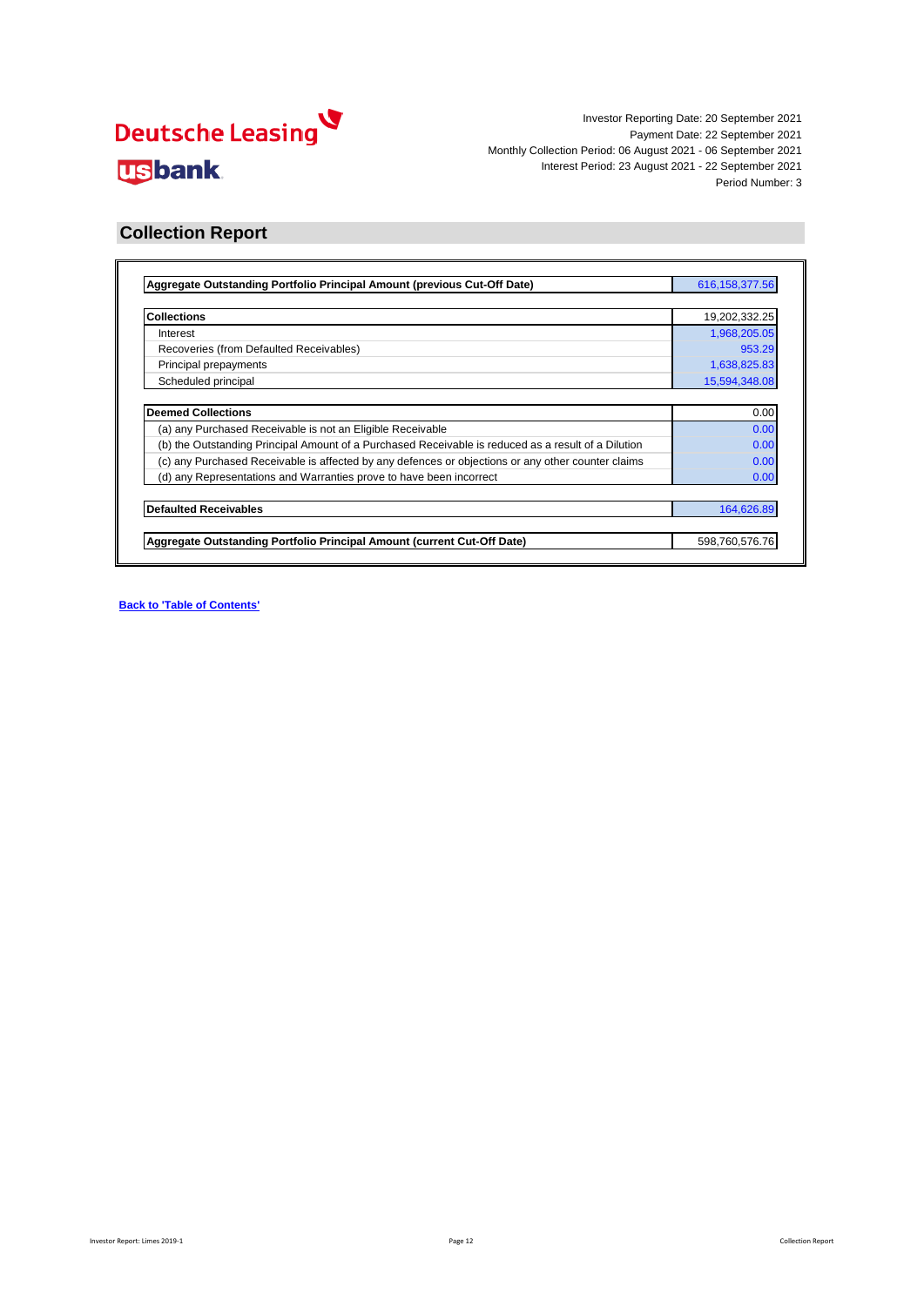Deutsche Leasing

usbank

Investor Reporting Date: 20 September 2021
Payment Date: 22 September 2021
Monthly Collection Period: 06 August 2021 - 06 September 2021
Interest Period: 23 August 2021 - 22 September 2021
Period Number: 3

## Collection Report

| **Aggregate Outstanding Portfolio Principal Amount (previous Cut-Off Date)** | 616,158,377.56 |
|---|---|

| **Collections** | 19,202,332.25 |
|---|---|
| Interest | 1,968,205.05 |
| Recoveries (from Defaulted Receivables) | 953.29 |
| Principal prepayments | 1,638,825.83 |
| Scheduled principal | 15,594,348.08 |

| **Deemed Collections** | 0.00 |
|---|---|
| (a) any Purchased Receivable is not an Eligible Receivable | 0.00 |
| (b) the Outstanding Principal Amount of a Purchased Receivable is reduced as a result of a Dilution | 0.00 |
| (c) any Purchased Receivable is affected by any defences or objections or any other counter claims | 0.00 |
| (d) any Representations and Warranties prove to have been incorrect | 0.00 |

| **Defaulted Receivables** | 164,626.89 |
|---|---|

| **Aggregate Outstanding Portfolio Principal Amount (current Cut-Off Date)** | 598,760,576.76 |
|---|---|

**Back to 'Table of Contents'**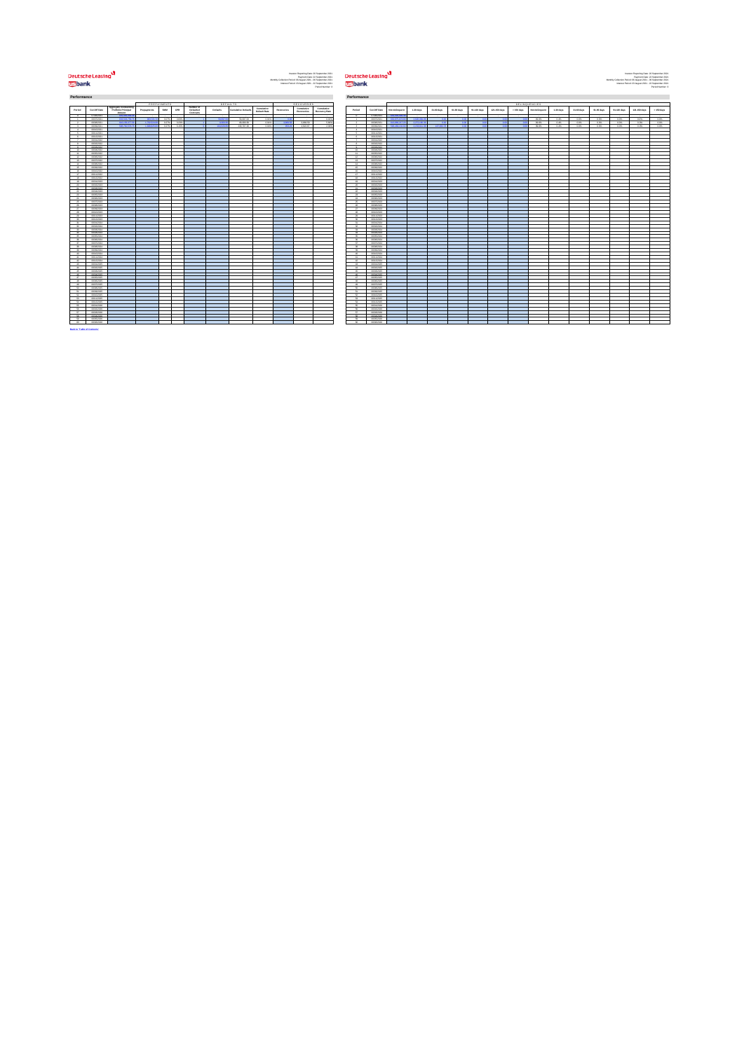Deutsche Leasing

usbank

Performance

Back to Table of Contents

Deutsche Leasing

usbank

Performance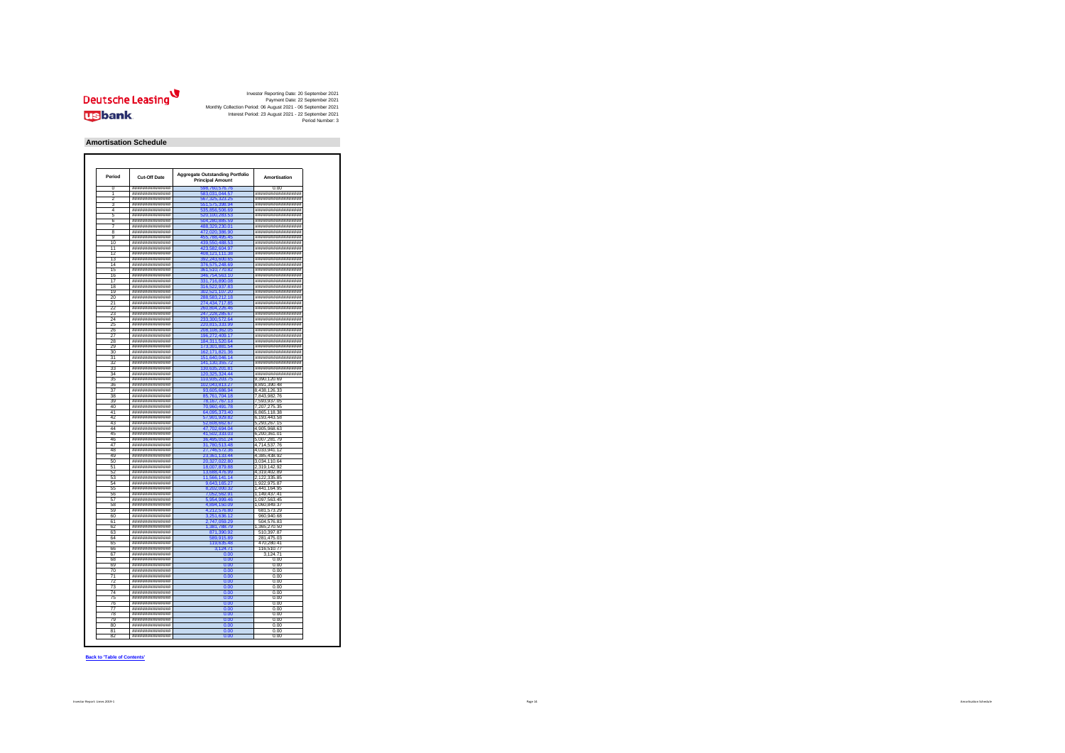Deutsche Leasing

usbank

Investor Reporting Date: 20 September 2021
Payment Date: 22 September 2021
Monthly Collection Period: 06 August 2021 - 06 September 2021
Interest Period: 23 August 2021 - 22 September 2021
Period Number: 3

## Amortisation Schedule

| Period | Cut-Off Date | Aggregate Outstanding Portfolio Principal Amount | Amortisation |
|---|---|---|---|
| 0 | ################ | 598,760,576.76 | 0.00 |
| 1 | ################ | 583,031,044.57 | ################## |
| 2 | ################ | 567,325,923.25 | ################## |
| 3 | ################ | 551,575,398.94 | ################## |
| 4 | ################ | 535,856,506.69 | ################## |
| 5 | ################ | 520,100,283.53 | ################## |
| 6 | ################ | 504,280,885.59 | ################## |
| 7 | ################ | 488,329,230.01 | ################## |
| 8 | ################ | 472,020,386.90 | ################## |
| 9 | ################ | 455,788,495.45 | ################## |
| 10 | ################ | 439,550,488.53 | ################## |
| 11 | ################ | 423,582,604.97 | ################## |
| 12 | ################ | 408,121,111.38 | ################## |
| 13 | ################ | 392,243,600.65 | ################## |
| 14 | ################ | 376,575,248.69 | ################## |
| 15 | ################ | 361,510,770.82 | ################## |
| 16 | ################ | 346,754,563.10 | ################## |
| 17 | ################ | 331,716,890.08 | ################## |
| 18 | ################ | 316,522,937.83 | ################## |
| 19 | ################ | 302,521,107.20 | ################## |
| 20 | ################ | 288,583,212.18 | ################## |
| 21 | ################ | 274,434,717.85 | ################## |
| 22 | ################ | 260,804,226.46 | ################## |
| 23 | ################ | 247,226,285.67 | ################## |
| 24 | ################ | 233,300,572.64 | ################## |
| 25 | ################ | 220,815,333.99 | ################## |
| 26 | ################ | 208,108,362.05 | ################## |
| 27 | ################ | 196,272,409.17 | ################## |
| 28 | ################ | 184,311,520.64 | ################## |
| 29 | ################ | 173,301,881.54 | ################## |
| 30 | ################ | 162,171,821.35 | ################## |
| 31 | ################ | 151,640,046.14 | ################## |
| 32 | ################ | 141,130,355.72 | ################## |
| 33 | ################ | 130,635,201.81 | ################## |
| 34 | ################ | 120,325,324.44 | ################## |
| 35 | ################ | 110,935,203.75 | 9,390,120.69 |
| 36 | ################ | 102,043,813.27 | 8,891,390.48 |
| 37 | ################ | 93,605,686.94 | 8,438,126.33 |
| 38 | ################ | 85,761,704.18 | 7,843,982.76 |
| 39 | ################ | 78,167,767.13 | 7,593,937.05 |
| 40 | ################ | 70,960,491.78 | 7,207,275.35 |
| 41 | ################ | 64,095,373.40 | 6,865,118.38 |
| 42 | ################ | 57,901,929.82 | 6,193,443.58 |
| 43 | ################ | 52,608,662.67 | 5,293,267.15 |
| 44 | ################ | 47,702,694.04 | 4,905,968.63 |
| 45 | ################ | 41,502,333.03 | 6,200,361.01 |
| 46 | ################ | 36,495,051.24 | 5,007,281.79 |
| 47 | ################ | 31,780,513.48 | 4,714,537.76 |
| 48 | ################ | 27,746,572.36 | 4,033,941.12 |
| 49 | ################ | 23,361,133.44 | 4,385,438.92 |
| 50 | ################ | 20,327,022.80 | 3,034,110.64 |
| 51 | ################ | 18,007,879.88 | 2,319,142.92 |
| 52 | ################ | 13,688,476.99 | 4,319,402.89 |
| 53 | ################ | 11,566,141.14 | 2,122,335.85 |
| 54 | ################ | 9,643,165.27 | 1,922,975.87 |
| 55 | ################ | 8,202,000.32 | 1,441,164.95 |
| 56 | ################ | 7,052,562.91 | 1,149,437.41 |
| 57 | ################ | 5,954,999.46 | 1,097,563.45 |
| 58 | ################ | 4,894,150.09 | 1,060,849.37 |
| 59 | ################ | 4,212,576.80 | 681,573.29 |
| 60 | ################ | 3,251,636.12 | 960,940.68 |
| 61 | ################ | 2,747,059.29 | 504,576.83 |
| 62 | ################ | 1,381,788.79 | 1,365,270.50 |
| 63 | ################ | 871,390.92 | 510,397.87 |
| 64 | ################ | 589,915.89 | 281,475.03 |
| 65 | ################ | 119,635.48 | 470,280.41 |
| 66 | ################ | 3,124.71 | 116,510.77 |
| 67 | ################ | 0.00 | 3,124.71 |
| 68 | ################ | 0.00 | 0.00 |
| 69 | ################ | 0.00 | 0.00 |
| 70 | ################ | 0.00 | 0.00 |
| 71 | ################ | 0.00 | 0.00 |
| 72 | ################ | 0.00 | 0.00 |
| 73 | ################ | 0.00 | 0.00 |
| 74 | ################ | 0.00 | 0.00 |
| 75 | ################ | 0.00 | 0.00 |
| 76 | ################ | 0.00 | 0.00 |
| 77 | ################ | 0.00 | 0.00 |
| 78 | ################ | 0.00 | 0.00 |
| 79 | ################ | 0.00 | 0.00 |
| 80 | ################ | 0.00 | 0.00 |
| 81 | ################ | 0.00 | 0.00 |
| 82 | ################ | 0.00 | 0.00 |

Back to 'Table of Contents'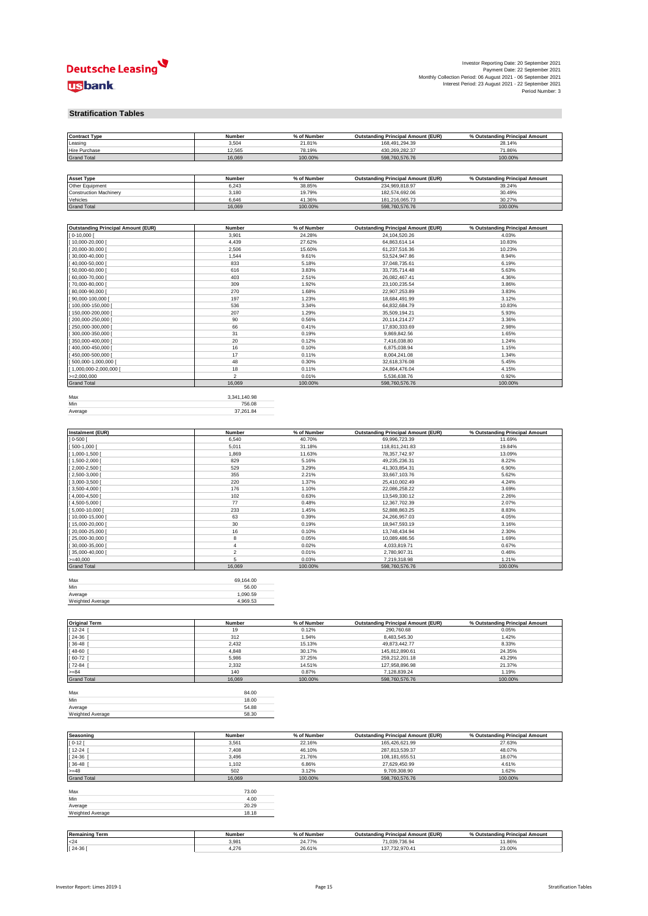Investor Reporting Date: 20 September 2021
Payment Date: 22 September 2021
Monthly Collection Period: 06 August 2021 - 06 September 2021
Interest Period: 23 August 2021 - 22 September 2021
Period Number: 3

## Stratification Tables

| Contract Type | Number | % of Number | Outstanding Principal Amount (EUR) | % Outstanding Principal Amount |
|---|---|---|---|---|
| Leasing | 3,504 | 21.81% | 168,491,294.39 | 28.14% |
| Hire Purchase | 12,565 | 78.19% | 430,269,282.37 | 71.86% |
| Grand Total | 16,069 | 100.00% | 598,760,576.76 | 100.00% |

| Asset Type | Number | % of Number | Outstanding Principal Amount (EUR) | % Outstanding Principal Amount |
|---|---|---|---|---|
| Other Equipment | 6,243 | 38.85% | 234,969,818.97 | 39.24% |
| Construction Machinery | 3,180 | 19.79% | 182,574,692.06 | 30.49% |
| Vehicles | 6,646 | 41.36% | 181,216,065.73 | 30.27% |
| Grand Total | 16,069 | 100.00% | 598,760,576.76 | 100.00% |

| Outstanding Principal Amount (EUR) | Number | % of Number | Outstanding Principal Amount (EUR) | % Outstanding Principal Amount |
|---|---|---|---|---|
| [ 0-10,000 [ | 3,901 | 24.28% | 24,104,520.26 | 4.03% |
| [ 10,000-20,000 [ | 4,439 | 27.62% | 64,863,614.14 | 10.83% |
| [ 20,000-30,000 [ | 2,506 | 15.60% | 61,237,516.36 | 10.23% |
| [ 30,000-40,000 [ | 1,544 | 9.61% | 53,524,947.86 | 8.94% |
| [ 40,000-50,000 [ | 833 | 5.18% | 37,048,735.61 | 6.19% |
| [ 50,000-60,000 [ | 616 | 3.83% | 33,735,714.48 | 5.63% |
| [ 60,000-70,000 [ | 403 | 2.51% | 26,082,467.41 | 4.36% |
| [ 70,000-80,000 [ | 309 | 1.92% | 23,100,235.54 | 3.86% |
| [ 80,000-90,000 [ | 270 | 1.68% | 22,907,253.89 | 3.83% |
| [ 90,000-100,000 [ | 197 | 1.23% | 18,684,491.99 | 3.12% |
| [ 100,000-150,000 [ | 536 | 3.34% | 64,832,684.79 | 10.83% |
| [ 150,000-200,000 [ | 207 | 1.29% | 35,509,194.21 | 5.93% |
| [ 200,000-250,000 [ | 90 | 0.56% | 20,114,214.27 | 3.36% |
| [ 250,000-300,000 [ | 66 | 0.41% | 17,830,333.69 | 2.98% |
| [ 300,000-350,000 [ | 31 | 0.19% | 9,869,842.56 | 1.65% |
| [ 350,000-400,000 [ | 20 | 0.12% | 7,416,038.80 | 1.24% |
| [ 400,000-450,000 [ | 16 | 0.10% | 6,875,038.94 | 1.15% |
| [ 450,000-500,000 [ | 17 | 0.11% | 8,004,241.08 | 1.34% |
| [ 500,000-1,000,000 [ | 48 | 0.30% | 32,618,376.08 | 5.45% |
| [ 1,000,000-2,000,000 [ | 18 | 0.11% | 24,864,476.04 | 4.15% |
| >=2,000,000 | 2 | 0.01% | 5,536,638.76 | 0.92% |
| Grand Total | 16,069 | 100.00% | 598,760,576.76 | 100.00% |

| | |
|---|---|
| Max | 3,341,140.98 |
| Min | 756.08 |
| Average | 37,261.84 |

| Instalment (EUR) | Number | % of Number | Outstanding Principal Amount (EUR) | % Outstanding Principal Amount |
|---|---|---|---|---|
| ] 0-500 [ | 6,540 | 40.70% | 69,996,723.39 | 11.69% |
| [ 500-1,000 [ | 5,011 | 31.18% | 118,811,241.83 | 19.84% |
| [ 1,000-1,500 [ | 1,869 | 11.63% | 78,357,742.97 | 13.09% |
| [ 1,500-2,000 [ | 829 | 5.16% | 49,235,236.31 | 8.22% |
| [ 2,000-2,500 [ | 529 | 3.29% | 41,303,854.31 | 6.90% |
| [ 2,500-3,000 [ | 355 | 2.21% | 33,667,103.76 | 5.62% |
| [ 3,000-3,500 [ | 220 | 1.37% | 25,410,002.49 | 4.24% |
| [ 3,500-4,000 [ | 176 | 1.10% | 22,086,258.22 | 3.69% |
| [ 4,000-4,500 [ | 102 | 0.63% | 13,549,330.12 | 2.26% |
| [ 4,500-5,000 [ | 77 | 0.48% | 12,367,702.39 | 2.07% |
| [ 5,000-10,000 [ | 233 | 1.45% | 52,888,863.25 | 8.83% |
| [ 10,000-15,000 [ | 63 | 0.39% | 24,266,957.03 | 4.05% |
| [ 15,000-20,000 [ | 30 | 0.19% | 18,947,593.19 | 3.16% |
| [ 20,000-25,000 [ | 16 | 0.10% | 13,748,434.94 | 2.30% |
| [ 25,000-30,000 [ | 8 | 0.05% | 10,089,486.56 | 1.69% |
| [ 30,000-35,000 [ | 4 | 0.02% | 4,033,819.71 | 0.67% |
| [ 35,000-40,000 [ | 2 | 0.01% | 2,780,907.31 | 0.46% |
| >=40,000 | 5 | 0.03% | 7,219,318.98 | 1.21% |
| Grand Total | 16,069 | 100.00% | 598,760,576.76 | 100.00% |

| | |
|---|---|
| Max | 69,164.00 |
| Min | 56.00 |
| Average | 1,090.59 |
| Weighted Average | 4,969.53 |

| Original Term | Number | % of Number | Outstanding Principal Amount (EUR) | % Outstanding Principal Amount |
|---|---|---|---|---|
| [ 12-24 [ | 19 | 0.12% | 290,760.68 | 0.05% |
| [ 24-36 [ | 312 | 1.94% | 8,483,545.30 | 1.42% |
| [ 36-48 [ | 2,432 | 15.13% | 49,873,442.77 | 8.33% |
| [ 48-60 [ | 4,848 | 30.17% | 145,812,890.61 | 24.35% |
| [ 60-72 [ | 5,986 | 37.25% | 259,212,201.18 | 43.29% |
| [ 72-84 [ | 2,332 | 14.51% | 127,958,896.98 | 21.37% |
| >=84 | 140 | 0.87% | 7,128,839.24 | 1.19% |
| Grand Total | 16,069 | 100.00% | 598,760,576.76 | 100.00% |

| | |
|---|---|
| Max | 84.00 |
| Min | 18.00 |
| Average | 54.88 |
| Weighted Average | 58.30 |

| Seasoning | Number | % of Number | Outstanding Principal Amount (EUR) | % Outstanding Principal Amount |
|---|---|---|---|---|
| [ 0-12 [ | 3,561 | 22.16% | 165,426,621.99 | 27.63% |
| [ 12-24 [ | 7,408 | 46.10% | 287,813,539.37 | 48.07% |
| [ 24-36 [ | 3,496 | 21.76% | 108,181,655.51 | 18.07% |
| [ 36-48 [ | 1,102 | 6.86% | 27,629,450.99 | 4.61% |
| >=48 | 502 | 3.12% | 9,709,308.90 | 1.62% |
| Grand Total | 16,069 | 100.00% | 598,760,576.76 | 100.00% |

| | |
|---|---|
| Max | 73.00 |
| Min | 4.00 |
| Average | 20.29 |
| Weighted Average | 18.18 |

| Remaining Term | Number | % of Number | Outstanding Principal Amount (EUR) | % Outstanding Principal Amount |
|---|---|---|---|---|
| <24 | 3,981 | 24.77% | 71,039,736.94 | 11.86% |
| [ 24-36 [ | 4,276 | 26.61% | 137,732,970.41 | 23.00% |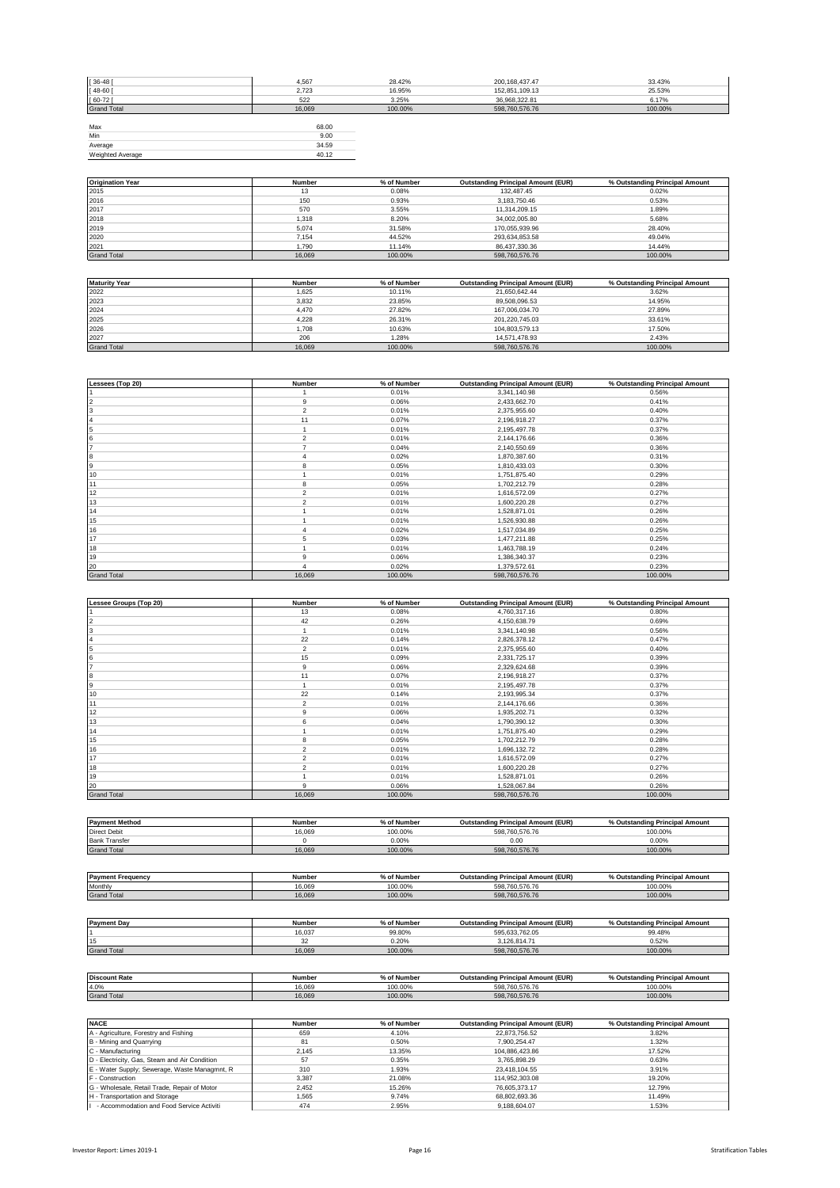| [ 36-48 [ | 4,567 | 28.42% | 200,168,437.47 | 33.43% |
|---|---|---|---|---|
| [ 48-60 [ | 2,723 | 16.95% | 152,851,109.13 | 25.53% |
| [ 60-72 [ | 522 | 3.25% | 36,968,322.81 | 6.17% |
| Grand Total | 16,069 | 100.00% | 598,760,576.76 | 100.00% |

| | |
|---|---|
| Max | 68.00 |
| Min | 9.00 |
| Average | 34.59 |
| Weighted Average | 40.12 |

| Origination Year | Number | % of Number | Outstanding Principal Amount (EUR) | % Outstanding Principal Amount |
|---|---|---|---|---|
| 2015 | 13 | 0.08% | 132,487.45 | 0.02% |
| 2016 | 150 | 0.93% | 3,183,750.46 | 0.53% |
| 2017 | 570 | 3.55% | 11,314,209.15 | 1.89% |
| 2018 | 1,318 | 8.20% | 34,002,005.80 | 5.68% |
| 2019 | 5,074 | 31.58% | 170,055,939.96 | 28.40% |
| 2020 | 7,154 | 44.52% | 293,634,853.58 | 49.04% |
| 2021 | 1,790 | 11.14% | 86,437,330.36 | 14.44% |
| Grand Total | 16,069 | 100.00% | 598,760,576.76 | 100.00% |

| Maturity Year | Number | % of Number | Outstanding Principal Amount (EUR) | % Outstanding Principal Amount |
|---|---|---|---|---|
| 2022 | 1,625 | 10.11% | 21,650,642.44 | 3.62% |
| 2023 | 3,832 | 23.85% | 89,508,096.53 | 14.95% |
| 2024 | 4,470 | 27.82% | 167,006,034.70 | 27.89% |
| 2025 | 4,228 | 26.31% | 201,220,745.03 | 33.61% |
| 2026 | 1,708 | 10.63% | 104,803,579.13 | 17.50% |
| 2027 | 206 | 1.28% | 14,571,478.93 | 2.43% |
| Grand Total | 16,069 | 100.00% | 598,760,576.76 | 100.00% |

| Lessees (Top 20) | Number | % of Number | Outstanding Principal Amount (EUR) | % Outstanding Principal Amount |
|---|---|---|---|---|
| 1 | 1 | 0.01% | 3,341,140.98 | 0.56% |
| 2 | 9 | 0.06% | 2,433,662.70 | 0.41% |
| 3 | 2 | 0.01% | 2,375,955.60 | 0.40% |
| 4 | 11 | 0.07% | 2,196,918.27 | 0.37% |
| 5 | 1 | 0.01% | 2,195,497.78 | 0.37% |
| 6 | 2 | 0.01% | 2,144,176.66 | 0.36% |
| 7 | 7 | 0.04% | 2,140,550.69 | 0.36% |
| 8 | 4 | 0.02% | 1,870,387.60 | 0.31% |
| 9 | 8 | 0.05% | 1,810,433.03 | 0.30% |
| 10 | 1 | 0.01% | 1,751,875.40 | 0.29% |
| 11 | 8 | 0.05% | 1,702,212.79 | 0.28% |
| 12 | 2 | 0.01% | 1,616,572.09 | 0.27% |
| 13 | 2 | 0.01% | 1,600,220.28 | 0.27% |
| 14 | 1 | 0.01% | 1,528,871.01 | 0.26% |
| 15 | 1 | 0.01% | 1,526,930.88 | 0.26% |
| 16 | 4 | 0.02% | 1,517,034.89 | 0.25% |
| 17 | 5 | 0.03% | 1,477,211.88 | 0.25% |
| 18 | 1 | 0.01% | 1,463,788.19 | 0.24% |
| 19 | 9 | 0.06% | 1,386,340.37 | 0.23% |
| 20 | 4 | 0.02% | 1,379,572.61 | 0.23% |
| Grand Total | 16,069 | 100.00% | 598,760,576.76 | 100.00% |

| Lessee Groups (Top 20) | Number | % of Number | Outstanding Principal Amount (EUR) | % Outstanding Principal Amount |
|---|---|---|---|---|
| 1 | 13 | 0.08% | 4,760,317.16 | 0.80% |
| 2 | 42 | 0.26% | 4,150,638.79 | 0.69% |
| 3 | 1 | 0.01% | 3,341,140.98 | 0.56% |
| 4 | 22 | 0.14% | 2,826,378.12 | 0.47% |
| 5 | 2 | 0.01% | 2,375,955.60 | 0.40% |
| 6 | 15 | 0.09% | 2,331,725.17 | 0.39% |
| 7 | 9 | 0.06% | 2,329,624.68 | 0.39% |
| 8 | 11 | 0.07% | 2,196,918.27 | 0.37% |
| 9 | 1 | 0.01% | 2,195,497.78 | 0.37% |
| 10 | 22 | 0.14% | 2,193,995.34 | 0.37% |
| 11 | 2 | 0.01% | 2,144,176.66 | 0.36% |
| 12 | 9 | 0.06% | 1,935,202.71 | 0.32% |
| 13 | 6 | 0.04% | 1,790,390.12 | 0.30% |
| 14 | 1 | 0.01% | 1,751,875.40 | 0.29% |
| 15 | 8 | 0.05% | 1,702,212.79 | 0.28% |
| 16 | 2 | 0.01% | 1,696,132.72 | 0.28% |
| 17 | 2 | 0.01% | 1,616,572.09 | 0.27% |
| 18 | 2 | 0.01% | 1,600,220.28 | 0.27% |
| 19 | 1 | 0.01% | 1,528,871.01 | 0.26% |
| 20 | 9 | 0.06% | 1,528,067.84 | 0.26% |
| Grand Total | 16,069 | 100.00% | 598,760,576.76 | 100.00% |

| Payment Method | Number | % of Number | Outstanding Principal Amount (EUR) | % Outstanding Principal Amount |
|---|---|---|---|---|
| Direct Debit | 16,069 | 100.00% | 598,760,576.76 | 100.00% |
| Bank Transfer | 0 | 0.00% | 0.00 | 0.00% |
| Grand Total | 16,069 | 100.00% | 598,760,576.76 | 100.00% |

| Payment Frequency | Number | % of Number | Outstanding Principal Amount (EUR) | % Outstanding Principal Amount |
|---|---|---|---|---|
| Monthly | 16,069 | 100.00% | 598,760,576.76 | 100.00% |
| Grand Total | 16,069 | 100.00% | 598,760,576.76 | 100.00% |

| Payment Day | Number | % of Number | Outstanding Principal Amount (EUR) | % Outstanding Principal Amount |
|---|---|---|---|---|
| 1 | 16,037 | 99.80% | 595,633,762.05 | 99.48% |
| 15 | 32 | 0.20% | 3,126,814.71 | 0.52% |
| Grand Total | 16,069 | 100.00% | 598,760,576.76 | 100.00% |

| Discount Rate | Number | % of Number | Outstanding Principal Amount (EUR) | % Outstanding Principal Amount |
|---|---|---|---|---|
| 4.0% | 16,069 | 100.00% | 598,760,576.76 | 100.00% |
| Grand Total | 16,069 | 100.00% | 598,760,576.76 | 100.00% |

| NACE | Number | % of Number | Outstanding Principal Amount (EUR) | % Outstanding Principal Amount |
|---|---|---|---|---|
| A - Agriculture, Forestry and Fishing | 659 | 4.10% | 22,873,756.52 | 3.82% |
| B - Mining and Quarrying | 81 | 0.50% | 7,900,254.47 | 1.32% |
| C - Manufacturing | 2,145 | 13.35% | 104,886,423.86 | 17.52% |
| D - Electricity, Gas, Steam and Air Condition | 57 | 0.35% | 3,765,898.29 | 0.63% |
| E - Water Supply; Sewerage, Waste Managmnt, R | 310 | 1.93% | 23,418,104.55 | 3.91% |
| F - Construction | 3,387 | 21.08% | 114,952,303.08 | 19.20% |
| G - Wholesale, Retail Trade, Repair of Motor | 2,452 | 15.26% | 76,605,373.17 | 12.79% |
| H - Transportation and Storage | 1,565 | 9.74% | 68,802,693.36 | 11.49% |
| I - Accommodation and Food Service Activiti | 474 | 2.95% | 9,188,604.07 | 1.53% |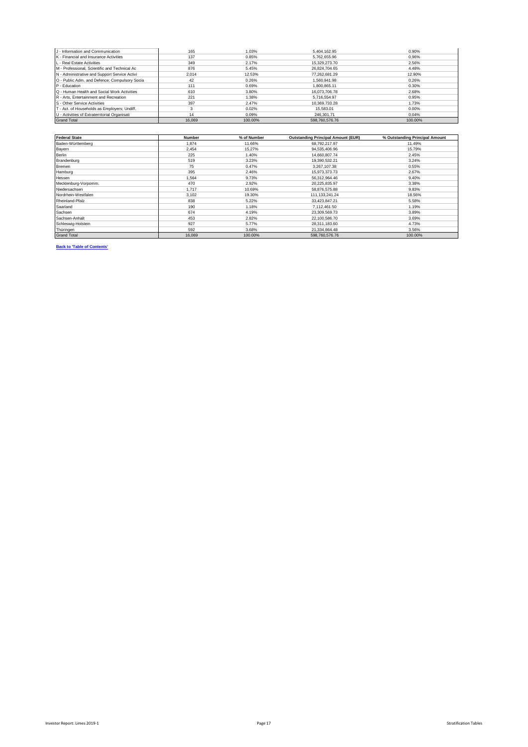| | | | | |
|---|---|---|---|---|
| J - Information and Communication | 165 | 1.03% | 5,404,162.95 | 0.90% |
| K - Financial and Insurance Activities | 137 | 0.85% | 5,762,655.96 | 0.96% |
| L - Real Estate Activities | 349 | 2.17% | 15,329,273.70 | 2.56% |
| M - Professional, Scientific and Technical Ac | 876 | 5.45% | 26,824,704.65 | 4.48% |
| N - Administrative and Support Service Activi | 2,014 | 12.53% | 77,262,681.29 | 12.90% |
| O - Public Adm. and Defence; Compulsory Socia | 42 | 0.26% | 1,560,941.98 | 0.26% |
| P - Education | 111 | 0.69% | 1,800,865.11 | 0.30% |
| Q - Human Health and Social Work Activities | 610 | 3.80% | 16,073,706.78 | 2.68% |
| R - Arts, Entertainment and Recreation | 221 | 1.38% | 5,716,554.97 | 0.95% |
| S - Other Service Activities | 397 | 2.47% | 10,369,733.28 | 1.73% |
| T - Act. of Households as Employers; Undiff. | 3 | 0.02% | 15,583.01 | 0.00% |
| U - Activities of Extraterritorial Organisati | 14 | 0.09% | 246,301.71 | 0.04% |
| Grand Total | 16,069 | 100.00% | 598,760,576.76 | 100.00% |

| Federal State | Number | % of Number | Outstanding Principal Amount (EUR) | % Outstanding Principal Amount |
|---|---|---|---|---|
| Baden-Württemberg | 1,874 | 11.66% | 68,792,217.97 | 11.49% |
| Bayern | 2,454 | 15.27% | 94,535,406.96 | 15.79% |
| Berlin | 225 | 1.40% | 14,660,807.74 | 2.45% |
| Brandenburg | 519 | 3.23% | 19,390,532.21 | 3.24% |
| Bremen | 75 | 0.47% | 3,267,107.38 | 0.55% |
| Hamburg | 395 | 2.46% | 15,973,373.73 | 2.67% |
| Hessen | 1,564 | 9.73% | 56,312,964.46 | 9.40% |
| Mecklenburg-Vorpomm. | 470 | 2.92% | 20,225,835.97 | 3.38% |
| Niedersachsen | 1,717 | 10.69% | 58,876,575.88 | 9.83% |
| Nordrhein-Westfalen | 3,102 | 19.30% | 111,133,241.24 | 18.56% |
| Rheinland-Pfalz | 838 | 5.22% | 33,423,847.21 | 5.58% |
| Saarland | 190 | 1.18% | 7,112,461.50 | 1.19% |
| Sachsen | 674 | 4.19% | 23,309,569.73 | 3.89% |
| Sachsen-Anhalt | 453 | 2.82% | 22,100,586.70 | 3.69% |
| Schleswig-Holstein | 927 | 5.77% | 28,311,183.60 | 4.73% |
| Thüringen | 592 | 3.68% | 21,334,864.48 | 3.56% |
| Grand Total | 16,069 | 100.00% | 598,760,576.76 | 100.00% |

**Back to 'Table of Contents'**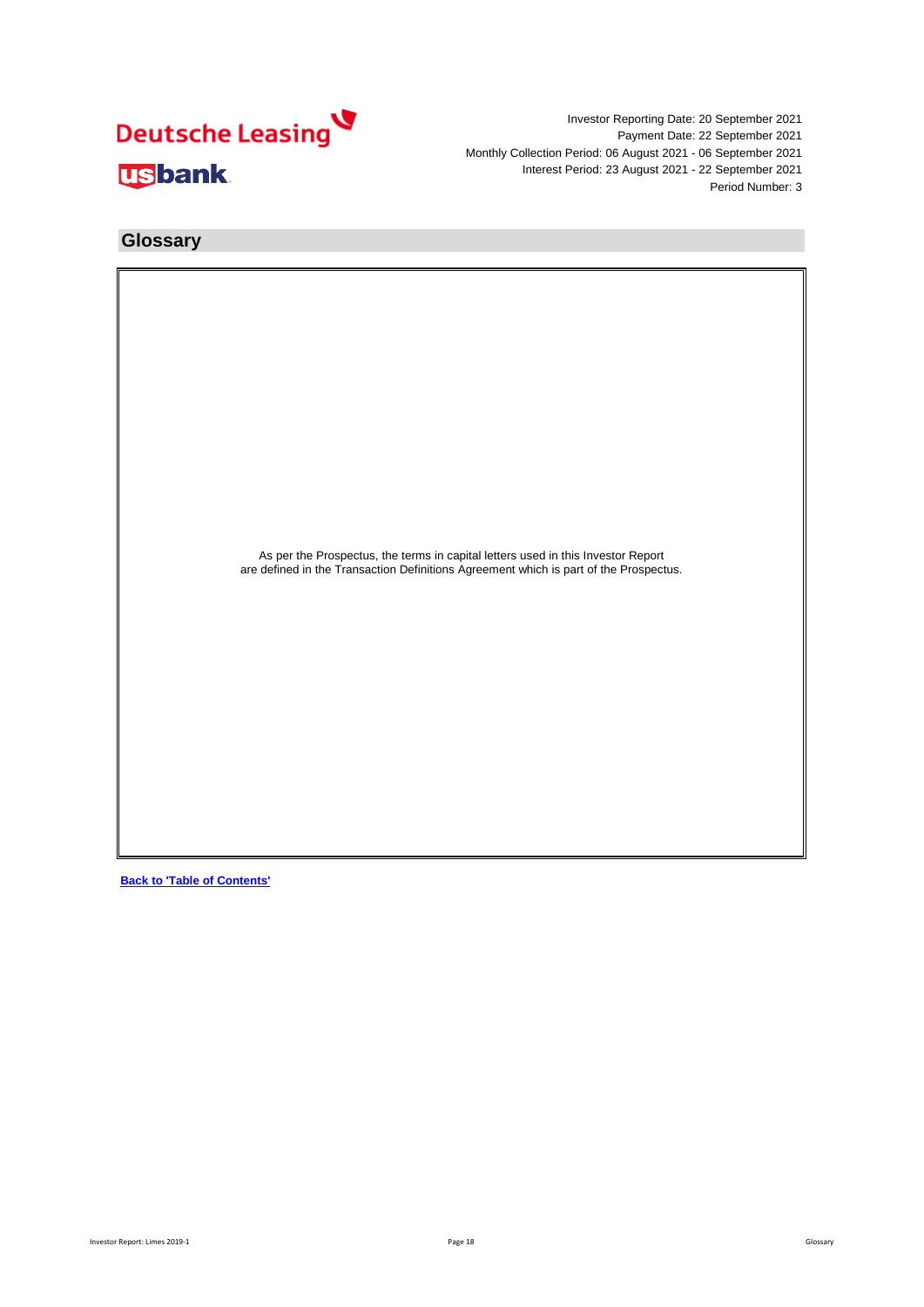Deutsche Leasing

usbank

Investor Reporting Date: 20 September 2021
Payment Date: 22 September 2021
Monthly Collection Period: 06 August 2021 - 06 September 2021
Interest Period: 23 August 2021 - 22 September 2021
Period Number: 3

## Glossary

As per the Prospectus, the terms in capital letters used in this Investor Report
are defined in the Transaction Definitions Agreement which is part of the Prospectus.

**Back to 'Table of Contents'**